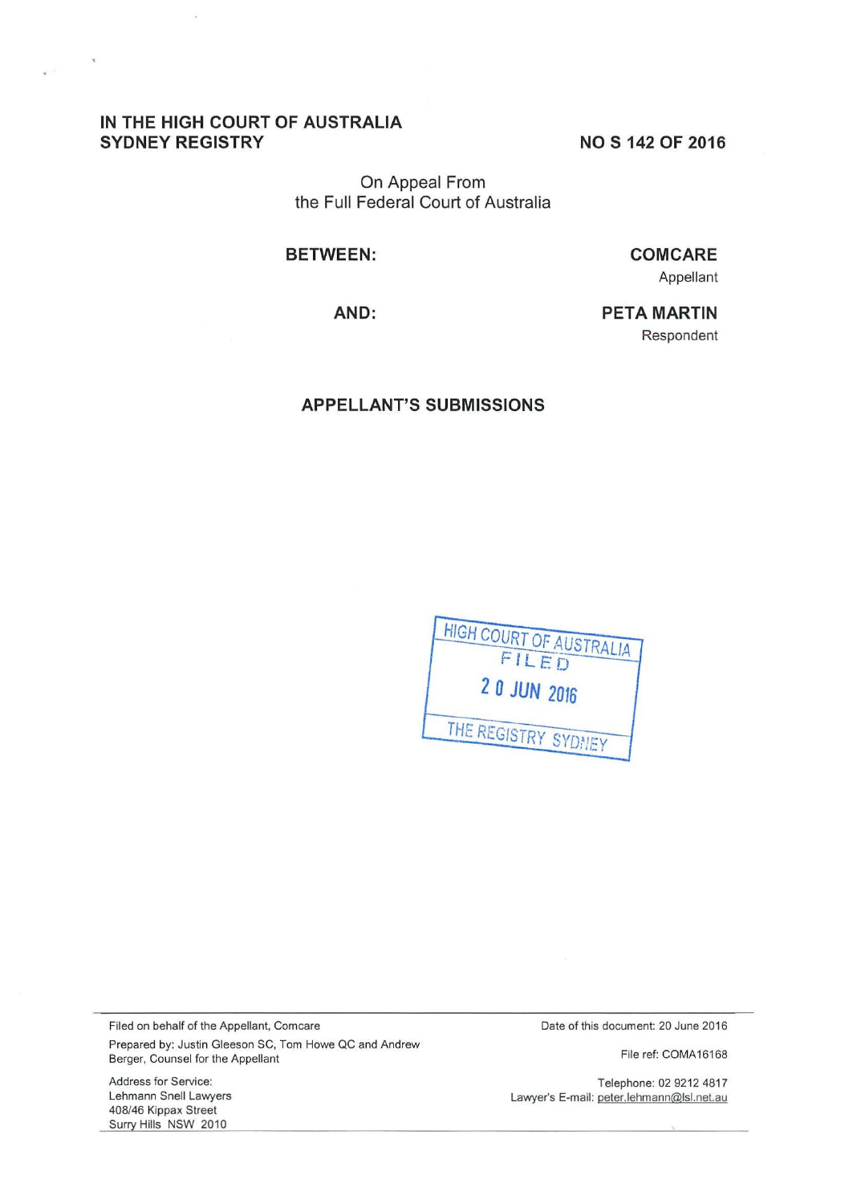**IN THE HIGH COURT OF AUSTRALIA**
**SYDNEY REGISTRY**

**NO S 142 OF 2016**

On Appeal From
the Full Federal Court of Australia

**BETWEEN:**

**COMCARE**
Appellant

**AND:**

**PETA MARTIN**
Respondent

## APPELLANT'S SUBMISSIONS

HIGH COURT OF AUSTRALIA
FILED
20 JUN 2016
THE REGISTRY SYDNEY

---

Filed on behalf of the Appellant, Comcare

Prepared by: Justin Gleeson SC, Tom Howe QC and Andrew Berger, Counsel for the Appellant

Address for Service:
Lehmann Snell Lawyers
408/46 Kippax Street
Surry Hills NSW 2010

Date of this document: 20 June 2016

File ref: COMA16168

Telephone: 02 9212 4817

Lawyer's E-mail: peter.lehmann@lsl.net.au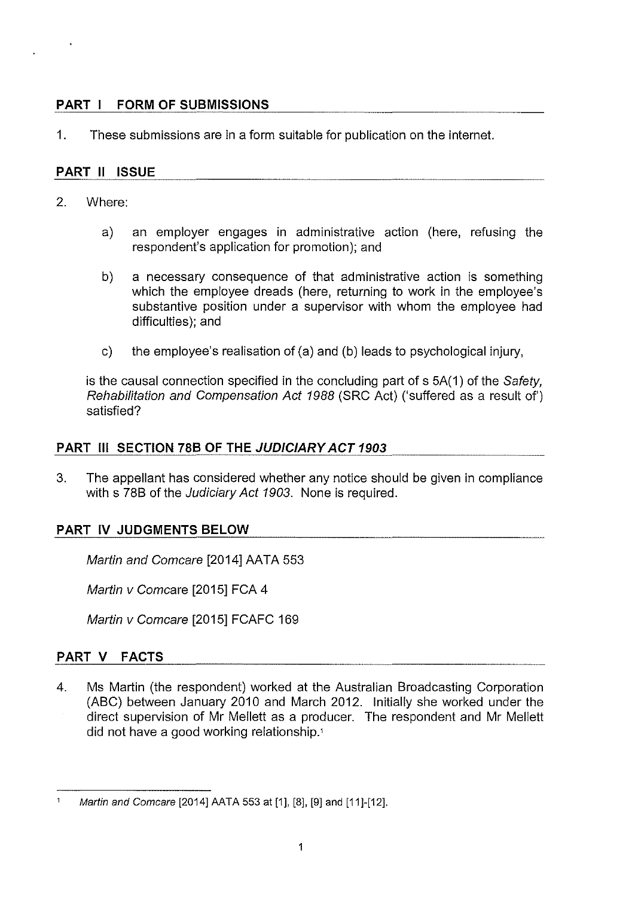## PART I FORM OF SUBMISSIONS

1. These submissions are in a form suitable for publication on the internet.

## PART II ISSUE

2. Where:

   a) an employer engages in administrative action (here, refusing the respondent's application for promotion); and

   b) a necessary consequence of that administrative action is something which the employee dreads (here, returning to work in the employee's substantive position under a supervisor with whom the employee had difficulties); and

   c) the employee's realisation of (a) and (b) leads to psychological injury,

   is the causal connection specified in the concluding part of s 5A(1) of the *Safety, Rehabilitation and Compensation Act 1988* (SRC Act) ('suffered as a result of') satisfied?

## PART III SECTION 78B OF THE *JUDICIARY ACT 1903*

3. The appellant has considered whether any notice should be given in compliance with s 78B of the *Judiciary Act 1903*. None is required.

## PART IV JUDGMENTS BELOW

*Martin and Comcare* [2014] AATA 553

*Martin v Comcare* [2015] FCA 4

*Martin v Comcare* [2015] FCAFC 169

## PART V FACTS

4. Ms Martin (the respondent) worked at the Australian Broadcasting Corporation (ABC) between January 2010 and March 2012. Initially she worked under the direct supervision of Mr Mellett as a producer. The respondent and Mr Mellett did not have a good working relationship.[1]

---

[1] *Martin and Comcare* [2014] AATA 553 at [1], [8], [9] and [11]-[12].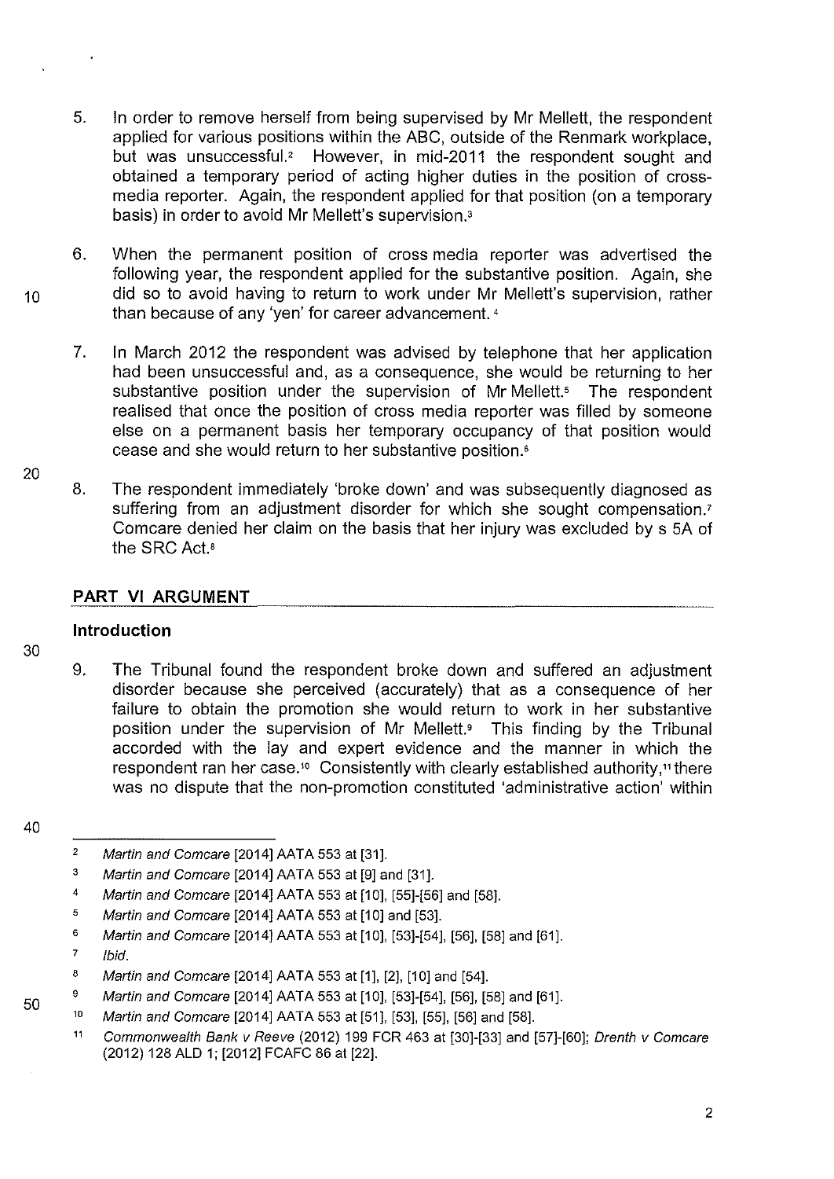5. In order to remove herself from being supervised by Mr Mellett, the respondent applied for various positions within the ABC, outside of the Renmark workplace, but was unsuccessful.[2] However, in mid-2011 the respondent sought and obtained a temporary period of acting higher duties in the position of cross-media reporter. Again, the respondent applied for that position (on a temporary basis) in order to avoid Mr Mellett's supervision.[3]

6. When the permanent position of cross media reporter was advertised the following year, the respondent applied for the substantive position. Again, she did so to avoid having to return to work under Mr Mellett's supervision, rather than because of any 'yen' for career advancement.[4]

7. In March 2012 the respondent was advised by telephone that her application had been unsuccessful and, as a consequence, she would be returning to her substantive position under the supervision of Mr Mellett.[5] The respondent realised that once the position of cross media reporter was filled by someone else on a permanent basis her temporary occupancy of that position would cease and she would return to her substantive position.[6]

8. The respondent immediately 'broke down' and was subsequently diagnosed as suffering from an adjustment disorder for which she sought compensation.[7] Comcare denied her claim on the basis that her injury was excluded by s 5A of the SRC Act.[8]

## PART VI ARGUMENT

### Introduction

9. The Tribunal found the respondent broke down and suffered an adjustment disorder because she perceived (accurately) that as a consequence of her failure to obtain the promotion she would return to work in her substantive position under the supervision of Mr Mellett.[9] This finding by the Tribunal accorded with the lay and expert evidence and the manner in which the respondent ran her case.[10] Consistently with clearly established authority,[11] there was no dispute that the non-promotion constituted 'administrative action' within

---

[2] *Martin and Comcare* [2014] AATA 553 at [31].

[3] *Martin and Comcare* [2014] AATA 553 at [9] and [31].

[4] *Martin and Comcare* [2014] AATA 553 at [10], [55]-[56] and [58].

[5] *Martin and Comcare* [2014] AATA 553 at [10] and [53].

[6] *Martin and Comcare* [2014] AATA 553 at [10], [53]-[54], [56], [58] and [61].

[7] *Ibid.*

[8] *Martin and Comcare* [2014] AATA 553 at [1], [2], [10] and [54].

[9] *Martin and Comcare* [2014] AATA 553 at [10], [53]-[54], [56], [58] and [61].

[10] *Martin and Comcare* [2014] AATA 553 at [51], [53], [55], [56] and [58].

[11] *Commonwealth Bank v Reeve* (2012) 199 FCR 463 at [30]-[33] and [57]-[60]; *Drenth v Comcare* (2012) 128 ALD 1; [2012] FCAFC 86 at [22].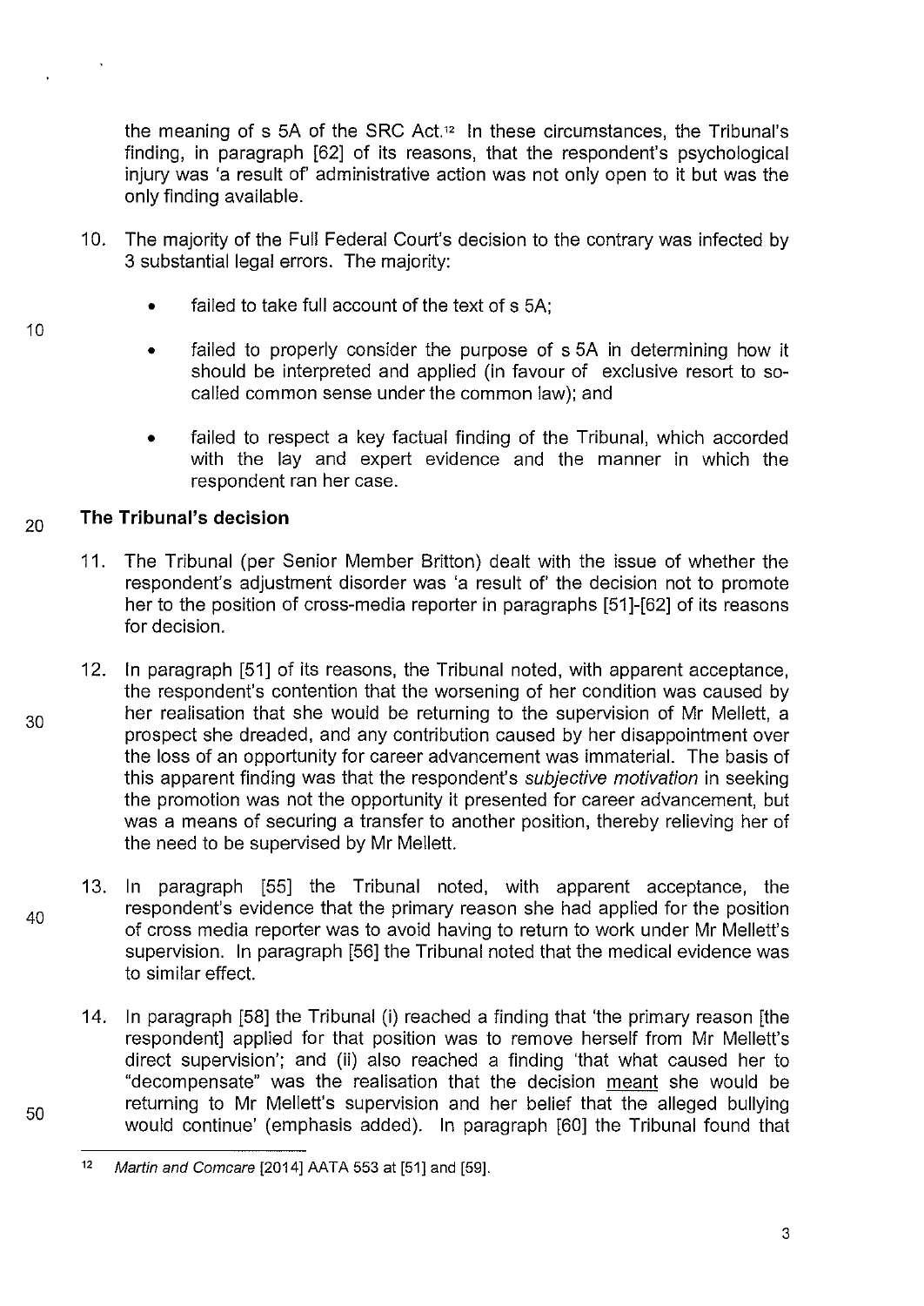the meaning of s 5A of the SRC Act.[12] In these circumstances, the Tribunal's finding, in paragraph [62] of its reasons, that the respondent's psychological injury was 'a result of' administrative action was not only open to it but was the only finding available.

10. The majority of the Full Federal Court's decision to the contrary was infected by 3 substantial legal errors. The majority:

   - failed to take full account of the text of s 5A;
   - failed to properly consider the purpose of s 5A in determining how it should be interpreted and applied (in favour of exclusive resort to so-called common sense under the common law); and
   - failed to respect a key factual finding of the Tribunal, which accorded with the lay and expert evidence and the manner in which the respondent ran her case.

## The Tribunal's decision

11. The Tribunal (per Senior Member Britton) dealt with the issue of whether the respondent's adjustment disorder was 'a result of' the decision not to promote her to the position of cross-media reporter in paragraphs [51]-[62] of its reasons for decision.

12. In paragraph [51] of its reasons, the Tribunal noted, with apparent acceptance, the respondent's contention that the worsening of her condition was caused by her realisation that she would be returning to the supervision of Mr Mellett, a prospect she dreaded, and any contribution caused by her disappointment over the loss of an opportunity for career advancement was immaterial. The basis of this apparent finding was that the respondent's *subjective motivation* in seeking the promotion was not the opportunity it presented for career advancement, but was a means of securing a transfer to another position, thereby relieving her of the need to be supervised by Mr Mellett.

13. In paragraph [55] the Tribunal noted, with apparent acceptance, the respondent's evidence that the primary reason she had applied for the position of cross media reporter was to avoid having to return to work under Mr Mellett's supervision. In paragraph [56] the Tribunal noted that the medical evidence was to similar effect.

14. In paragraph [58] the Tribunal (i) reached a finding that 'the primary reason [the respondent] applied for that position was to remove herself from Mr Mellett's direct supervision'; and (ii) also reached a finding 'that what caused her to "decompensate" was the realisation that the decision <u>meant</u> she would be returning to Mr Mellett's supervision and her belief that the alleged bullying would continue' (emphasis added). In paragraph [60] the Tribunal found that

---

[12] *Martin and Comcare* [2014] AATA 553 at [51] and [59].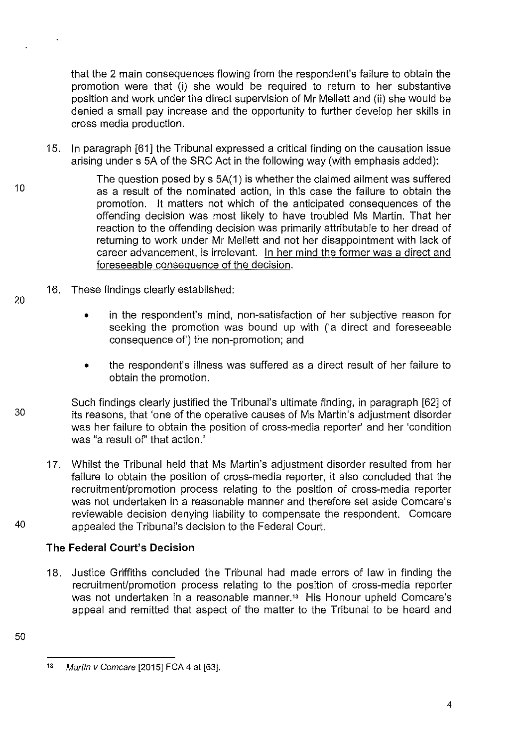that the 2 main consequences flowing from the respondent's failure to obtain the promotion were that (i) she would be required to return to her substantive position and work under the direct supervision of Mr Mellett and (ii) she would be denied a small pay increase and the opportunity to further develop her skills in cross media production.

15. In paragraph [61] the Tribunal expressed a critical finding on the causation issue arising under s 5A of the SRC Act in the following way (with emphasis added):

> The question posed by s 5A(1) is whether the claimed ailment was suffered as a result of the nominated action, in this case the failure to obtain the promotion. It matters not which of the anticipated consequences of the offending decision was most likely to have troubled Ms Martin. That her reaction to the offending decision was primarily attributable to her dread of returning to work under Mr Mellett and not her disappointment with lack of career advancement, is irrelevant. <u>In her mind the former was a direct and foreseeable consequence of the decision</u>.

16. These findings clearly established:

   - in the respondent's mind, non-satisfaction of her subjective reason for seeking the promotion was bound up with ('a direct and foreseeable consequence of') the non-promotion; and

   - the respondent's illness was suffered as a direct result of her failure to obtain the promotion.

   Such findings clearly justified the Tribunal's ultimate finding, in paragraph [62] of its reasons, that 'one of the operative causes of Ms Martin's adjustment disorder was her failure to obtain the position of cross-media reporter' and her 'condition was "a result of" that action.'

17. Whilst the Tribunal held that Ms Martin's adjustment disorder resulted from her failure to obtain the position of cross-media reporter, it also concluded that the recruitment/promotion process relating to the position of cross-media reporter was not undertaken in a reasonable manner and therefore set aside Comcare's reviewable decision denying liability to compensate the respondent. Comcare appealed the Tribunal's decision to the Federal Court.

### The Federal Court's Decision

18. Justice Griffiths concluded the Tribunal had made errors of law in finding the recruitment/promotion process relating to the position of cross-media reporter was not undertaken in a reasonable manner.[13] His Honour upheld Comcare's appeal and remitted that aspect of the matter to the Tribunal to be heard and

---

[13] *Martin v Comcare* [2015] FCA 4 at [63].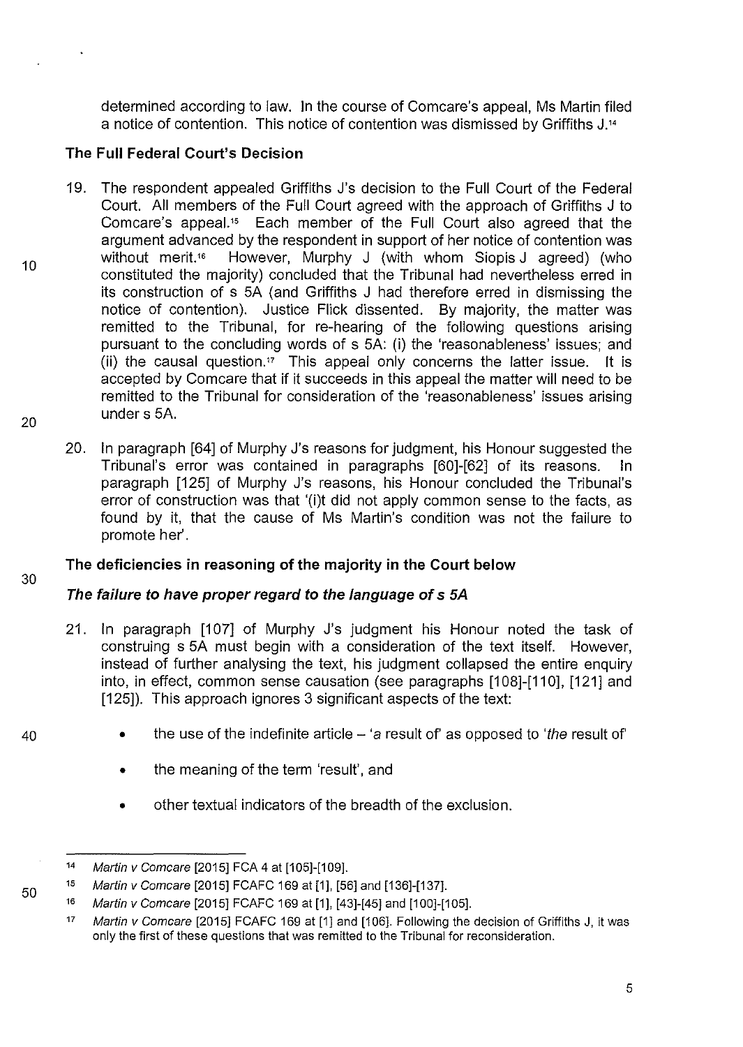determined according to law. In the course of Comcare's appeal, Ms Martin filed a notice of contention. This notice of contention was dismissed by Griffiths J.[14]

## The Full Federal Court's Decision

19. The respondent appealed Griffiths J's decision to the Full Court of the Federal Court. All members of the Full Court agreed with the approach of Griffiths J to Comcare's appeal.[15] Each member of the Full Court also agreed that the argument advanced by the respondent in support of her notice of contention was without merit.[16] However, Murphy J (with whom Siopis J agreed) (who constituted the majority) concluded that the Tribunal had nevertheless erred in its construction of s 5A (and Griffiths J had therefore erred in dismissing the notice of contention). Justice Flick dissented. By majority, the matter was remitted to the Tribunal, for re-hearing of the following questions arising pursuant to the concluding words of s 5A: (i) the 'reasonableness' issues; and (ii) the causal question.[17] This appeal only concerns the latter issue. It is accepted by Comcare that if it succeeds in this appeal the matter will need to be remitted to the Tribunal for consideration of the 'reasonableness' issues arising under s 5A.

20. In paragraph [64] of Murphy J's reasons for judgment, his Honour suggested the Tribunal's error was contained in paragraphs [60]-[62] of its reasons. In paragraph [125] of Murphy J's reasons, his Honour concluded the Tribunal's error of construction was that '(i)t did not apply common sense to the facts, as found by it, that the cause of Ms Martin's condition was not the failure to promote her'.

## The deficiencies in reasoning of the majority in the Court below

### *The failure to have proper regard to the language of s 5A*

21. In paragraph [107] of Murphy J's judgment his Honour noted the task of construing s 5A must begin with a consideration of the text itself. However, instead of further analysing the text, his judgment collapsed the entire enquiry into, in effect, common sense causation (see paragraphs [108]-[110], [121] and [125]). This approach ignores 3 significant aspects of the text:

   - the use of the indefinite article – '*a* result of' as opposed to '*the* result of'
   - the meaning of the term 'result', and
   - other textual indicators of the breadth of the exclusion.

---

[14] *Martin v Comcare* [2015] FCA 4 at [105]-[109].

[15] *Martin v Comcare* [2015] FCAFC 169 at [1], [56] and [136]-[137].

[16] *Martin v Comcare* [2015] FCAFC 169 at [1], [43]-[45] and [100]-[105].

[17] *Martin v Comcare* [2015] FCAFC 169 at [1] and [106]. Following the decision of Griffiths J, it was only the first of these questions that was remitted to the Tribunal for reconsideration.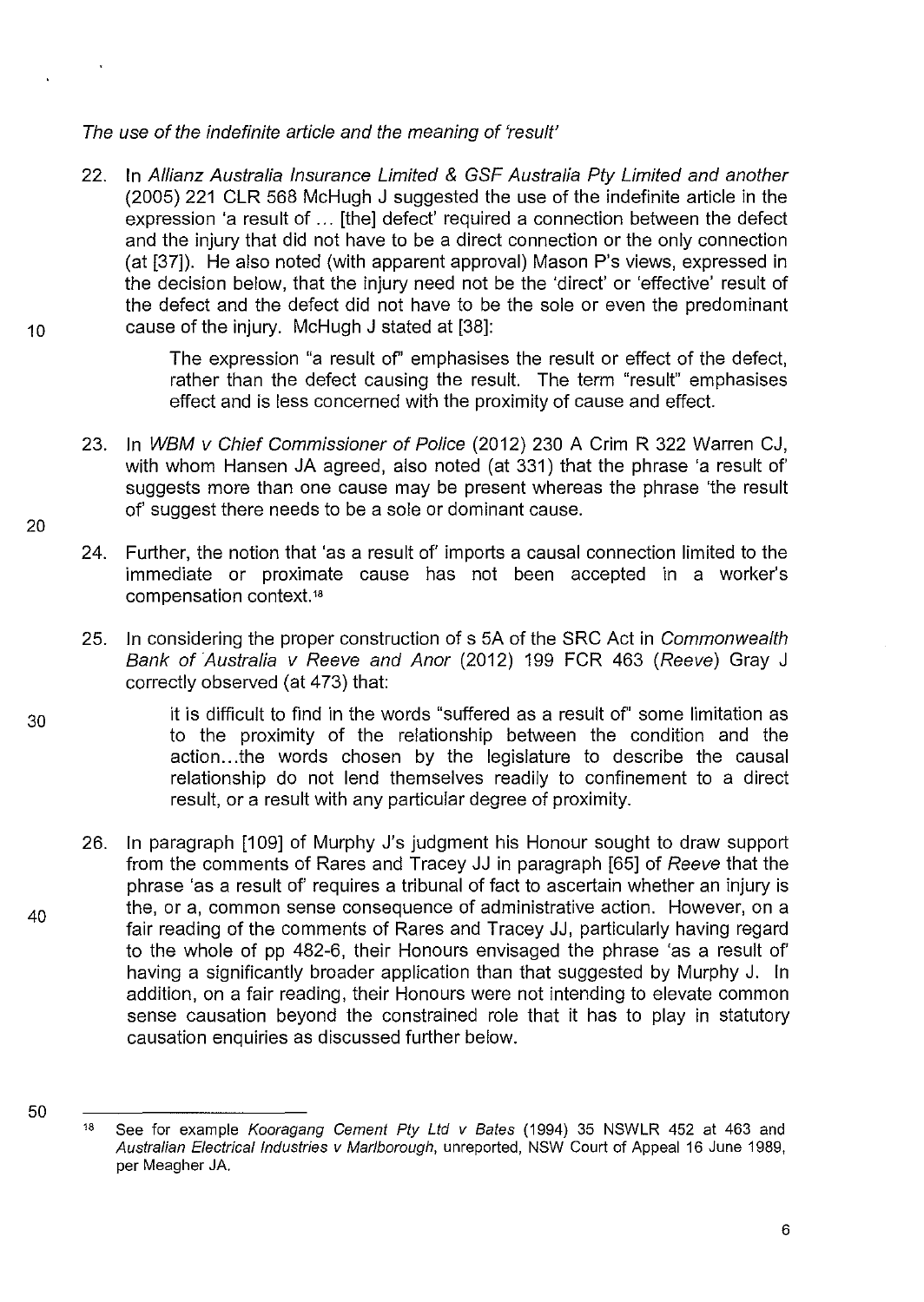*The use of the indefinite article and the meaning of 'result'*

22. In *Allianz Australia Insurance Limited & GSF Australia Pty Limited and another* (2005) 221 CLR 568 McHugh J suggested the use of the indefinite article in the expression 'a result of ... [the] defect' required a connection between the defect and the injury that did not have to be a direct connection or the only connection (at [37]). He also noted (with apparent approval) Mason P's views, expressed in the decision below, that the injury need not be the 'direct' or 'effective' result of the defect and the defect did not have to be the sole or even the predominant cause of the injury. McHugh J stated at [38]:

   > The expression "a result of" emphasises the result or effect of the defect, rather than the defect causing the result. The term "result" emphasises effect and is less concerned with the proximity of cause and effect.

23. In *WBM v Chief Commissioner of Police* (2012) 230 A Crim R 322 Warren CJ, with whom Hansen JA agreed, also noted (at 331) that the phrase 'a result of' suggests more than one cause may be present whereas the phrase 'the result of' suggest there needs to be a sole or dominant cause.

24. Further, the notion that 'as a result of' imports a causal connection limited to the immediate or proximate cause has not been accepted in a worker's compensation context.[18]

25. In considering the proper construction of s 5A of the SRC Act in *Commonwealth Bank of Australia v Reeve and Anor* (2012) 199 FCR 463 (*Reeve*) Gray J correctly observed (at 473) that:

   > it is difficult to find in the words "suffered as a result of" some limitation as to the proximity of the relationship between the condition and the action...the words chosen by the legislature to describe the causal relationship do not lend themselves readily to confinement to a direct result, or a result with any particular degree of proximity.

26. In paragraph [109] of Murphy J's judgment his Honour sought to draw support from the comments of Rares and Tracey JJ in paragraph [65] of *Reeve* that the phrase 'as a result of' requires a tribunal of fact to ascertain whether an injury is the, or a, common sense consequence of administrative action. However, on a fair reading of the comments of Rares and Tracey JJ, particularly having regard to the whole of pp 482-6, their Honours envisaged the phrase 'as a result of' having a significantly broader application than that suggested by Murphy J. In addition, on a fair reading, their Honours were not intending to elevate common sense causation beyond the constrained role that it has to play in statutory causation enquiries as discussed further below.

---

[18] See for example *Kooragang Cement Pty Ltd v Bates* (1994) 35 NSWLR 452 at 463 and *Australian Electrical Industries v Marlborough*, unreported, NSW Court of Appeal 16 June 1989, per Meagher JA.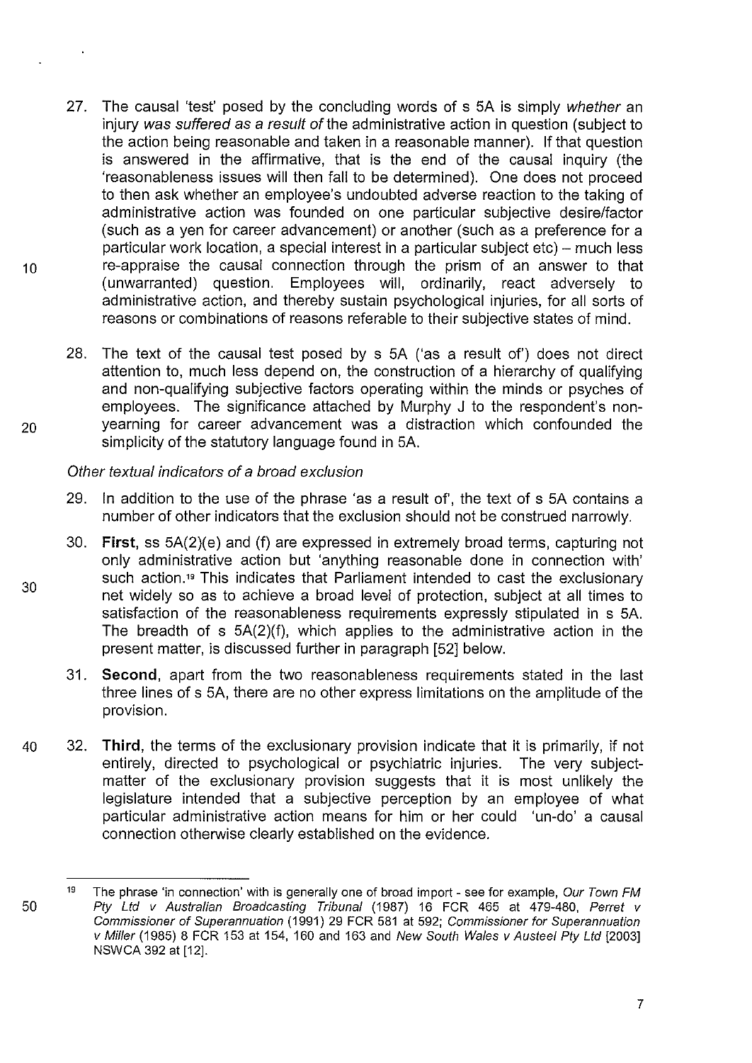27. The causal 'test' posed by the concluding words of s 5A is simply *whether* an injury *was suffered as a result of* the administrative action in question (subject to the action being reasonable and taken in a reasonable manner). If that question is answered in the affirmative, that is the end of the causal inquiry (the 'reasonableness issues will then fall to be determined). One does not proceed to then ask whether an employee's undoubted adverse reaction to the taking of administrative action was founded on one particular subjective desire/factor (such as a yen for career advancement) or another (such as a preference for a particular work location, a special interest in a particular subject etc) – much less re-appraise the causal connection through the prism of an answer to that (unwarranted) question. Employees will, ordinarily, react adversely to administrative action, and thereby sustain psychological injuries, for all sorts of reasons or combinations of reasons referable to their subjective states of mind.

28. The text of the causal test posed by s 5A ('as a result of') does not direct attention to, much less depend on, the construction of a hierarchy of qualifying and non-qualifying subjective factors operating within the minds or psyches of employees. The significance attached by Murphy J to the respondent's non-yearning for career advancement was a distraction which confounded the simplicity of the statutory language found in 5A.

*Other textual indicators of a broad exclusion*

29. In addition to the use of the phrase 'as a result of', the text of s 5A contains a number of other indicators that the exclusion should not be construed narrowly.

30. **First**, ss 5A(2)(e) and (f) are expressed in extremely broad terms, capturing not only administrative action but 'anything reasonable done in connection with' such action.[19] This indicates that Parliament intended to cast the exclusionary net widely so as to achieve a broad level of protection, subject at all times to satisfaction of the reasonableness requirements expressly stipulated in s 5A. The breadth of s 5A(2)(f), which applies to the administrative action in the present matter, is discussed further in paragraph [52] below.

31. **Second**, apart from the two reasonableness requirements stated in the last three lines of s 5A, there are no other express limitations on the amplitude of the provision.

32. **Third**, the terms of the exclusionary provision indicate that it is primarily, if not entirely, directed to psychological or psychiatric injuries. The very subject-matter of the exclusionary provision suggests that it is most unlikely the legislature intended that a subjective perception by an employee of what particular administrative action means for him or her could 'un-do' a causal connection otherwise clearly established on the evidence.

---

[19] The phrase 'in connection' with is generally one of broad import - see for example, *Our Town FM Pty Ltd v Australian Broadcasting Tribunal* (1987) 16 FCR 465 at 479-480, *Perret v Commissioner of Superannuation* (1991) 29 FCR 581 at 592; *Commissioner for Superannuation v Miller* (1985) 8 FCR 153 at 154, 160 and 163 and *New South Wales v Austeel Pty Ltd* [2003] NSWCA 392 at [12].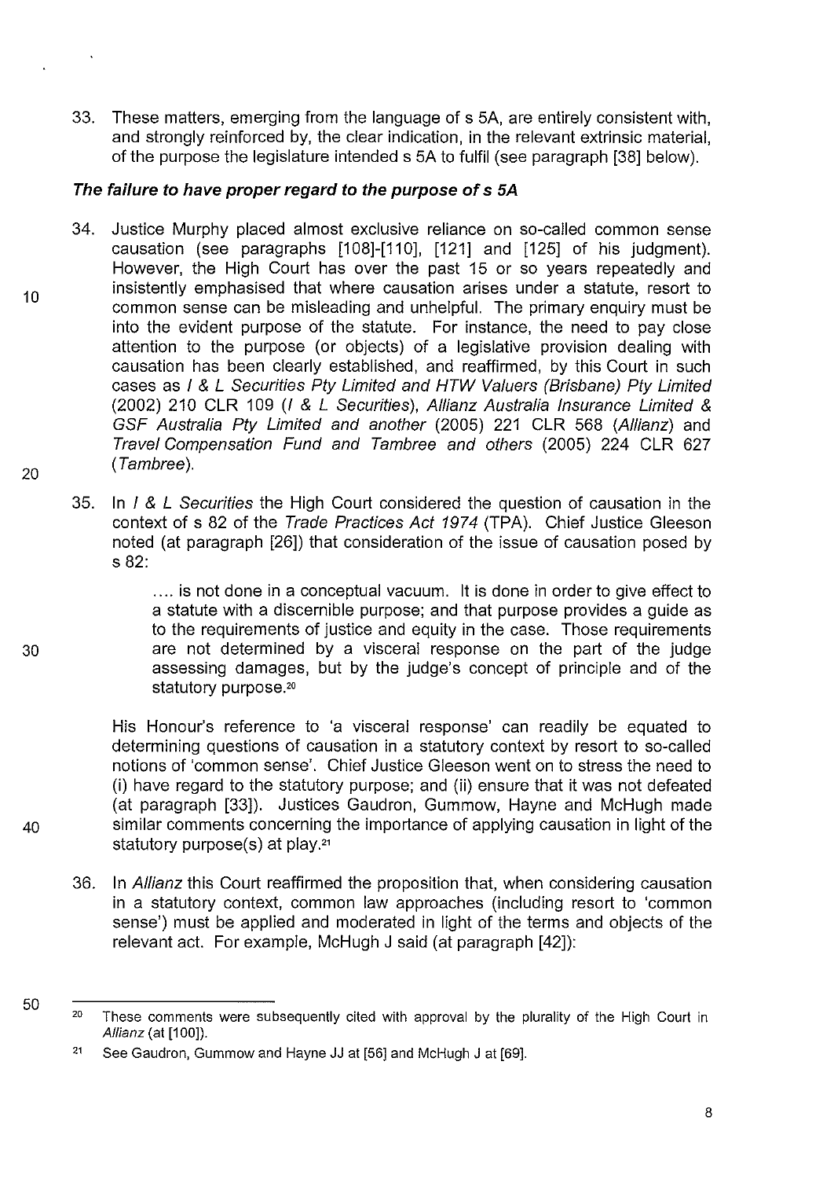33. These matters, emerging from the language of s 5A, are entirely consistent with, and strongly reinforced by, the clear indication, in the relevant extrinsic material, of the purpose the legislature intended s 5A to fulfil (see paragraph [38] below).

### *The failure to have proper regard to the purpose of s 5A*

34. Justice Murphy placed almost exclusive reliance on so-called common sense causation (see paragraphs [108]-[110], [121] and [125] of his judgment). However, the High Court has over the past 15 or so years repeatedly and insistently emphasised that where causation arises under a statute, resort to common sense can be misleading and unhelpful. The primary enquiry must be into the evident purpose of the statute. For instance, the need to pay close attention to the purpose (or objects) of a legislative provision dealing with causation has been clearly established, and reaffirmed, by this Court in such cases as *I & L Securities Pty Limited and HTW Valuers (Brisbane) Pty Limited* (2002) 210 CLR 109 (*I & L Securities*), *Allianz Australia Insurance Limited & GSF Australia Pty Limited and another* (2005) 221 CLR 568 (*Allianz*) and *Travel Compensation Fund and Tambree and others* (2005) 224 CLR 627 (*Tambree*).

35. In *I & L Securities* the High Court considered the question of causation in the context of s 82 of the *Trade Practices Act 1974* (TPA). Chief Justice Gleeson noted (at paragraph [26]) that consideration of the issue of causation posed by s 82:

> .... is not done in a conceptual vacuum. It is done in order to give effect to a statute with a discernible purpose; and that purpose provides a guide as to the requirements of justice and equity in the case. Those requirements are not determined by a visceral response on the part of the judge assessing damages, but by the judge's concept of principle and of the statutory purpose.[20]

His Honour's reference to 'a visceral response' can readily be equated to determining questions of causation in a statutory context by resort to so-called notions of 'common sense'. Chief Justice Gleeson went on to stress the need to (i) have regard to the statutory purpose; and (ii) ensure that it was not defeated (at paragraph [33]). Justices Gaudron, Gummow, Hayne and McHugh made similar comments concerning the importance of applying causation in light of the statutory purpose(s) at play.[21]

36. In *Allianz* this Court reaffirmed the proposition that, when considering causation in a statutory context, common law approaches (including resort to 'common sense') must be applied and moderated in light of the terms and objects of the relevant act. For example, McHugh J said (at paragraph [42]):

---

[20] These comments were subsequently cited with approval by the plurality of the High Court in *Allianz* (at [100]).

[21] See Gaudron, Gummow and Hayne JJ at [56] and McHugh J at [69].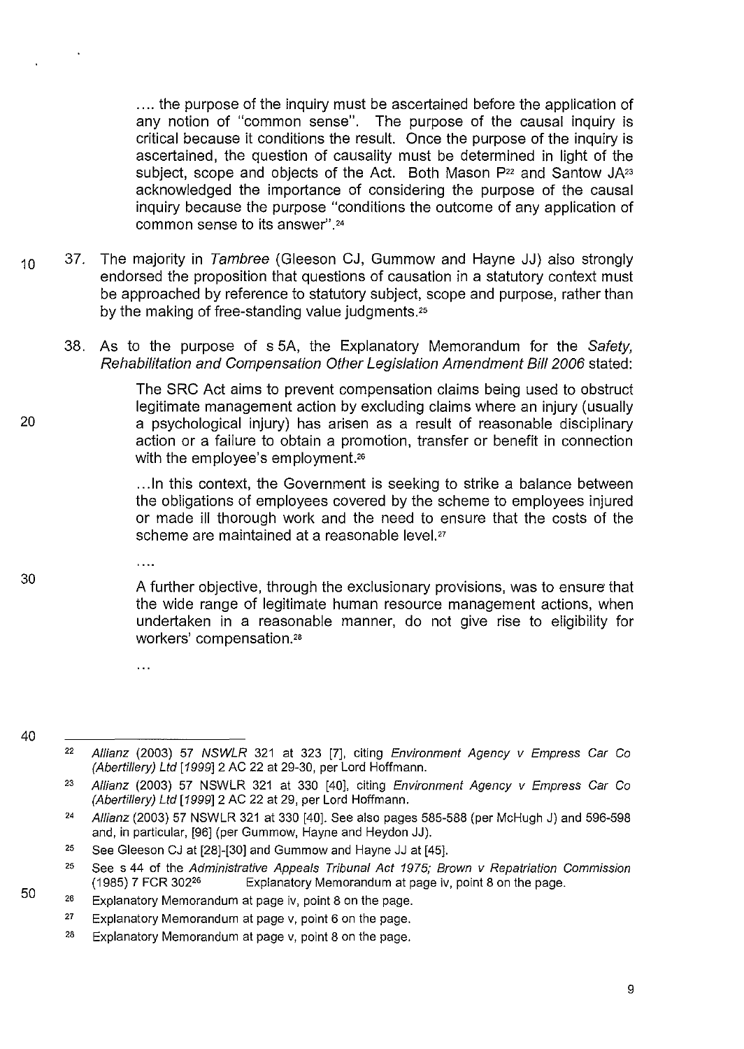> .... the purpose of the inquiry must be ascertained before the application of any notion of "common sense". The purpose of the causal inquiry is critical because it conditions the result. Once the purpose of the inquiry is ascertained, the question of causality must be determined in light of the subject, scope and objects of the Act. Both Mason P[22] and Santow JA[23] acknowledged the importance of considering the purpose of the causal inquiry because the purpose "conditions the outcome of any application of common sense to its answer".[24]

37. The majority in *Tambree* (Gleeson CJ, Gummow and Hayne JJ) also strongly endorsed the proposition that questions of causation in a statutory context must be approached by reference to statutory subject, scope and purpose, rather than by the making of free-standing value judgments.[25]

38. As to the purpose of s 5A, the Explanatory Memorandum for the *Safety, Rehabilitation and Compensation Other Legislation Amendment Bill 2006* stated:

> The SRC Act aims to prevent compensation claims being used to obstruct legitimate management action by excluding claims where an injury (usually a psychological injury) has arisen as a result of reasonable disciplinary action or a failure to obtain a promotion, transfer or benefit in connection with the employee's employment.[26]
>
> ...In this context, the Government is seeking to strike a balance between the obligations of employees covered by the scheme to employees injured or made ill thorough work and the need to ensure that the costs of the scheme are maintained at a reasonable level.[27]
>
> ....
>
> A further objective, through the exclusionary provisions, was to ensure that the wide range of legitimate human resource management actions, when undertaken in a reasonable manner, do not give rise to eligibility for workers' compensation.[28]
>
> ...

---

[22] *Allianz* (2003) 57 *NSWLR* 321 at 323 [7], citing *Environment Agency v Empress Car Co (Abertillery) Ltd* [1999] 2 AC 22 at 29-30, per Lord Hoffmann.

[23] *Allianz* (2003) 57 NSWLR 321 at 330 [40], citing *Environment Agency v Empress Car Co (Abertillery) Ltd* [1999] 2 AC 22 at 29, per Lord Hoffmann.

[24] *Allianz* (2003) 57 NSWLR 321 at 330 [40]. See also pages 585-588 (per McHugh J) and 596-598 and, in particular, [96] (per Gummow, Hayne and Heydon JJ).

[25] See Gleeson CJ at [28]-[30] and Gummow and Hayne JJ at [45].

[25] See s 44 of the *Administrative Appeals Tribunal Act 1975; Brown v Repatriation Commission* (1985) 7 FCR 302[26] Explanatory Memorandum at page iv, point 8 on the page.

[26] Explanatory Memorandum at page iv, point 8 on the page.

[27] Explanatory Memorandum at page v, point 6 on the page.

[28] Explanatory Memorandum at page v, point 8 on the page.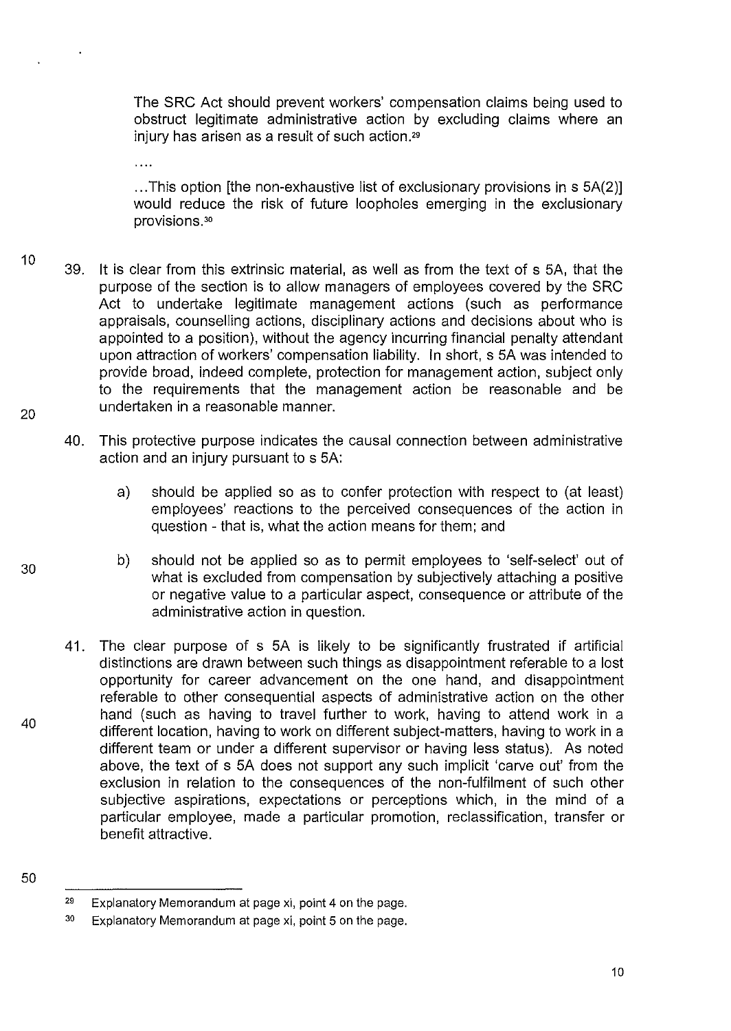> The SRC Act should prevent workers' compensation claims being used to obstruct legitimate administrative action by excluding claims where an injury has arisen as a result of such action.[29]
>
> ....
>
> ...This option [the non-exhaustive list of exclusionary provisions in s 5A(2)] would reduce the risk of future loopholes emerging in the exclusionary provisions.[30]

39. It is clear from this extrinsic material, as well as from the text of s 5A, that the purpose of the section is to allow managers of employees covered by the SRC Act to undertake legitimate management actions (such as performance appraisals, counselling actions, disciplinary actions and decisions about who is appointed to a position), without the agency incurring financial penalty attendant upon attraction of workers' compensation liability. In short, s 5A was intended to provide broad, indeed complete, protection for management action, subject only to the requirements that the management action be reasonable and be undertaken in a reasonable manner.

40. This protective purpose indicates the causal connection between administrative action and an injury pursuant to s 5A:

    a) should be applied so as to confer protection with respect to (at least) employees' reactions to the perceived consequences of the action in question - that is, what the action means for them; and

    b) should not be applied so as to permit employees to 'self-select' out of what is excluded from compensation by subjectively attaching a positive or negative value to a particular aspect, consequence or attribute of the administrative action in question.

41. The clear purpose of s 5A is likely to be significantly frustrated if artificial distinctions are drawn between such things as disappointment referable to a lost opportunity for career advancement on the one hand, and disappointment referable to other consequential aspects of administrative action on the other hand (such as having to travel further to work, having to attend work in a different location, having to work on different subject-matters, having to work in a different team or under a different supervisor or having less status). As noted above, the text of s 5A does not support any such implicit 'carve out' from the exclusion in relation to the consequences of the non-fulfilment of such other subjective aspirations, expectations or perceptions which, in the mind of a particular employee, made a particular promotion, reclassification, transfer or benefit attractive.

---

[29] Explanatory Memorandum at page xi, point 4 on the page.

[30] Explanatory Memorandum at page xi, point 5 on the page.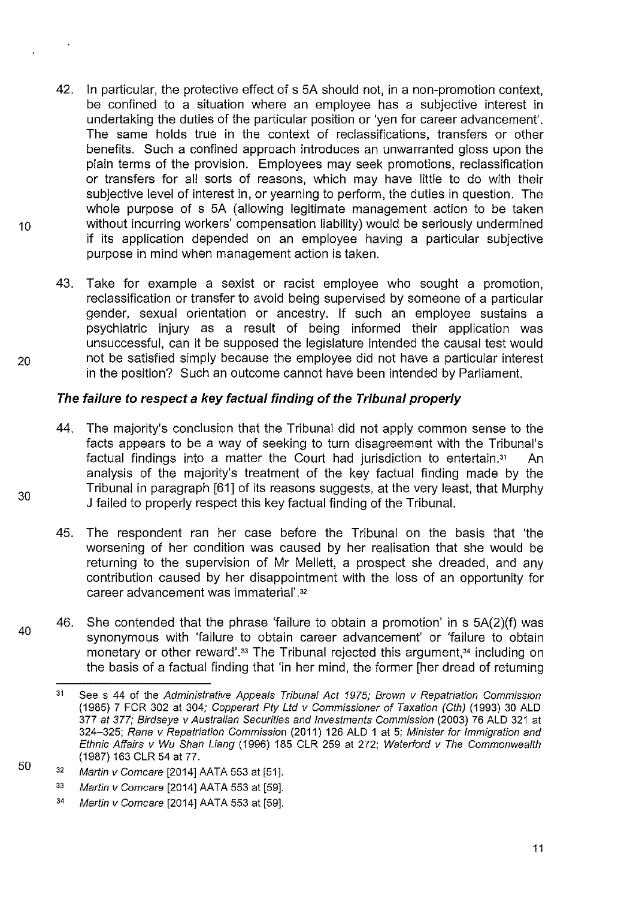42. In particular, the protective effect of s 5A should not, in a non-promotion context, be confined to a situation where an employee has a subjective interest in undertaking the duties of the particular position or 'yen for career advancement'. The same holds true in the context of reclassifications, transfers or other benefits. Such a confined approach introduces an unwarranted gloss upon the plain terms of the provision. Employees may seek promotions, reclassification or transfers for all sorts of reasons, which may have little to do with their subjective level of interest in, or yearning to perform, the duties in question. The whole purpose of s 5A (allowing legitimate management action to be taken without incurring workers' compensation liability) would be seriously undermined if its application depended on an employee having a particular subjective purpose in mind when management action is taken.

43. Take for example a sexist or racist employee who sought a promotion, reclassification or transfer to avoid being supervised by someone of a particular gender, sexual orientation or ancestry. If such an employee sustains a psychiatric injury as a result of being informed their application was unsuccessful, can it be supposed the legislature intended the causal test would not be satisfied simply because the employee did not have a particular interest in the position? Such an outcome cannot have been intended by Parliament.

### *The failure to respect a key factual finding of the Tribunal properly*

44. The majority's conclusion that the Tribunal did not apply common sense to the facts appears to be a way of seeking to turn disagreement with the Tribunal's factual findings into a matter the Court had jurisdiction to entertain.[31] An analysis of the majority's treatment of the key factual finding made by the Tribunal in paragraph [61] of its reasons suggests, at the very least, that Murphy J failed to properly respect this key factual finding of the Tribunal.

45. The respondent ran her case before the Tribunal on the basis that 'the worsening of her condition was caused by her realisation that she would be returning to the supervision of Mr Mellett, a prospect she dreaded, and any contribution caused by her disappointment with the loss of an opportunity for career advancement was immaterial'.[32]

46. She contended that the phrase 'failure to obtain a promotion' in s 5A(2)(f) was synonymous with 'failure to obtain career advancement' or 'failure to obtain monetary or other reward'.[33] The Tribunal rejected this argument,[34] including on the basis of a factual finding that 'in her mind, the former [her dread of returning

---

[31] See s 44 of the *Administrative Appeals Tribunal Act 1975*; *Brown v Repatriation Commission* (1985) 7 FCR 302 at 304; *Copperart Pty Ltd v Commissioner of Taxation (Cth)* (1993) 30 ALD 377 *at 377*; *Birdseye v Australian Securities and Investments Commission* (2003) 76 ALD 321 at 324–325; *Rana v Repatriation Commission* (2011) 126 ALD 1 at 5; *Minister for Immigration and Ethnic Affairs v Wu Shan Liang* (1996) 185 CLR 259 at 272; *Waterford v The Commonwealth* (1987) 163 CLR 54 at 77.

[32] *Martin v Comcare* [2014] AATA 553 at [51].

[33] *Martin v Comcare* [2014] AATA 553 at [59].

[34] *Martin v Comcare* [2014] AATA 553 at [59].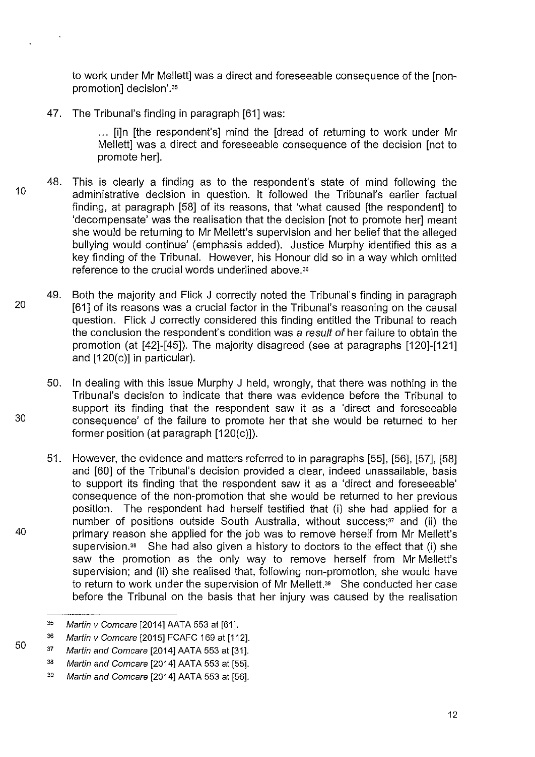to work under Mr Mellett] was a direct and foreseeable consequence of the [non-promotion] decision'.[35]

47. The Tribunal's finding in paragraph [61] was:

> ... [i]n [the respondent's] mind the [dread of returning to work under Mr Mellett] was a direct and foreseeable consequence of the decision [not to promote her].

48. This is clearly a finding as to the respondent's state of mind following the administrative decision in question. It followed the Tribunal's earlier factual finding, at paragraph [58] of its reasons, that 'what caused [the respondent] to 'decompensate' was the realisation that the decision [not to promote her] meant she would be returning to Mr Mellett's supervision and her belief that the alleged bullying would continue' (emphasis added). Justice Murphy identified this as a key finding of the Tribunal. However, his Honour did so in a way which omitted reference to the crucial words underlined above.[36]

49. Both the majority and Flick J correctly noted the Tribunal's finding in paragraph [61] of its reasons was a crucial factor in the Tribunal's reasoning on the causal question. Flick J correctly considered this finding entitled the Tribunal to reach the conclusion the respondent's condition was *a result of* her failure to obtain the promotion (at [42]-[45]). The majority disagreed (see at paragraphs [120]-[121] and [120(c)] in particular).

50. In dealing with this issue Murphy J held, wrongly, that there was nothing in the Tribunal's decision to indicate that there was evidence before the Tribunal to support its finding that the respondent saw it as a 'direct and foreseeable consequence' of the failure to promote her that she would be returned to her former position (at paragraph [120(c)]).

51. However, the evidence and matters referred to in paragraphs [55], [56], [57], [58] and [60] of the Tribunal's decision provided a clear, indeed unassailable, basis to support its finding that the respondent saw it as a 'direct and foreseeable' consequence of the non-promotion that she would be returned to her previous position. The respondent had herself testified that (i) she had applied for a number of positions outside South Australia, without success;[37] and (ii) the primary reason she applied for the job was to remove herself from Mr Mellett's supervision.[38] She had also given a history to doctors to the effect that (i) she saw the promotion as the only way to remove herself from Mr Mellett's supervision; and (ii) she realised that, following non-promotion, she would have to return to work under the supervision of Mr Mellett.[39] She conducted her case before the Tribunal on the basis that her injury was caused by the realisation

---

[35] *Martin v Comcare* [2014] AATA 553 at [61].

[36] *Martin v Comcare* [2015] FCAFC 169 at [112].

[37] *Martin and Comcare* [2014] AATA 553 at [31].

[38] *Martin and Comcare* [2014] AATA 553 at [55].

[39] *Martin and Comcare* [2014] AATA 553 at [56].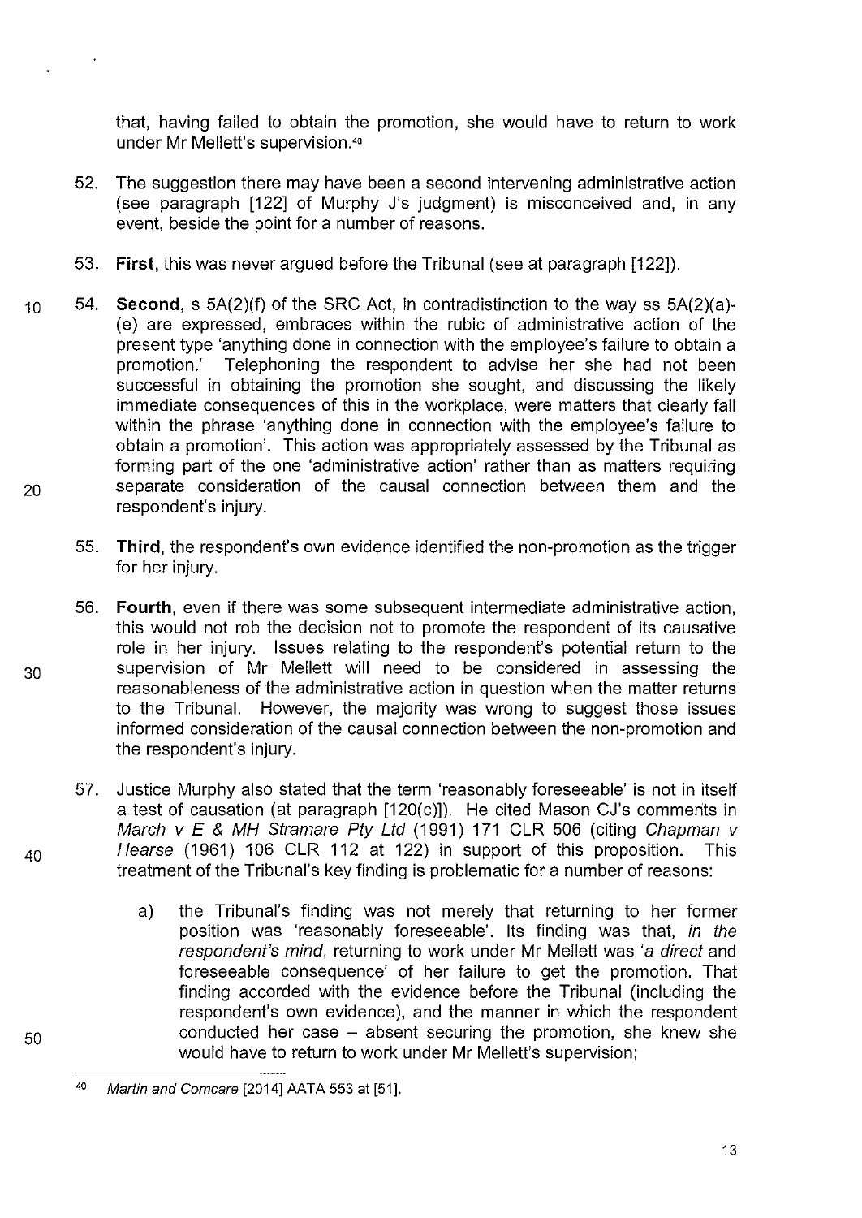that, having failed to obtain the promotion, she would have to return to work under Mr Mellett's supervision.[40]

52. The suggestion there may have been a second intervening administrative action (see paragraph [122] of Murphy J's judgment) is misconceived and, in any event, beside the point for a number of reasons.

53. **First**, this was never argued before the Tribunal (see at paragraph [122]).

54. **Second**, s 5A(2)(f) of the SRC Act, in contradistinction to the way ss 5A(2)(a)-(e) are expressed, embraces within the rubic of administrative action of the present type 'anything done in connection with the employee's failure to obtain a promotion.' Telephoning the respondent to advise her she had not been successful in obtaining the promotion she sought, and discussing the likely immediate consequences of this in the workplace, were matters that clearly fall within the phrase 'anything done in connection with the employee's failure to obtain a promotion'. This action was appropriately assessed by the Tribunal as forming part of the one 'administrative action' rather than as matters requiring separate consideration of the causal connection between them and the respondent's injury.

55. **Third**, the respondent's own evidence identified the non-promotion as the trigger for her injury.

56. **Fourth**, even if there was some subsequent intermediate administrative action, this would not rob the decision not to promote the respondent of its causative role in her injury. Issues relating to the respondent's potential return to the supervision of Mr Mellett will need to be considered in assessing the reasonableness of the administrative action in question when the matter returns to the Tribunal. However, the majority was wrong to suggest those issues informed consideration of the causal connection between the non-promotion and the respondent's injury.

57. Justice Murphy also stated that the term 'reasonably foreseeable' is not in itself a test of causation (at paragraph [120(c)]). He cited Mason CJ's comments in *March v E & MH Stramare Pty Ltd* (1991) 171 CLR 506 (citing *Chapman v Hearse* (1961) 106 CLR 112 at 122) in support of this proposition. This treatment of the Tribunal's key finding is problematic for a number of reasons:

   a) the Tribunal's finding was not merely that returning to her former position was 'reasonably foreseeable'. Its finding was that, *in the respondent's mind*, returning to work under Mr Mellett was '*a direct* and foreseeable consequence' of her failure to get the promotion. That finding accorded with the evidence before the Tribunal (including the respondent's own evidence), and the manner in which the respondent conducted her case – absent securing the promotion, she knew she would have to return to work under Mr Mellett's supervision;

---

[40] *Martin and Comcare* [2014] AATA 553 at [51].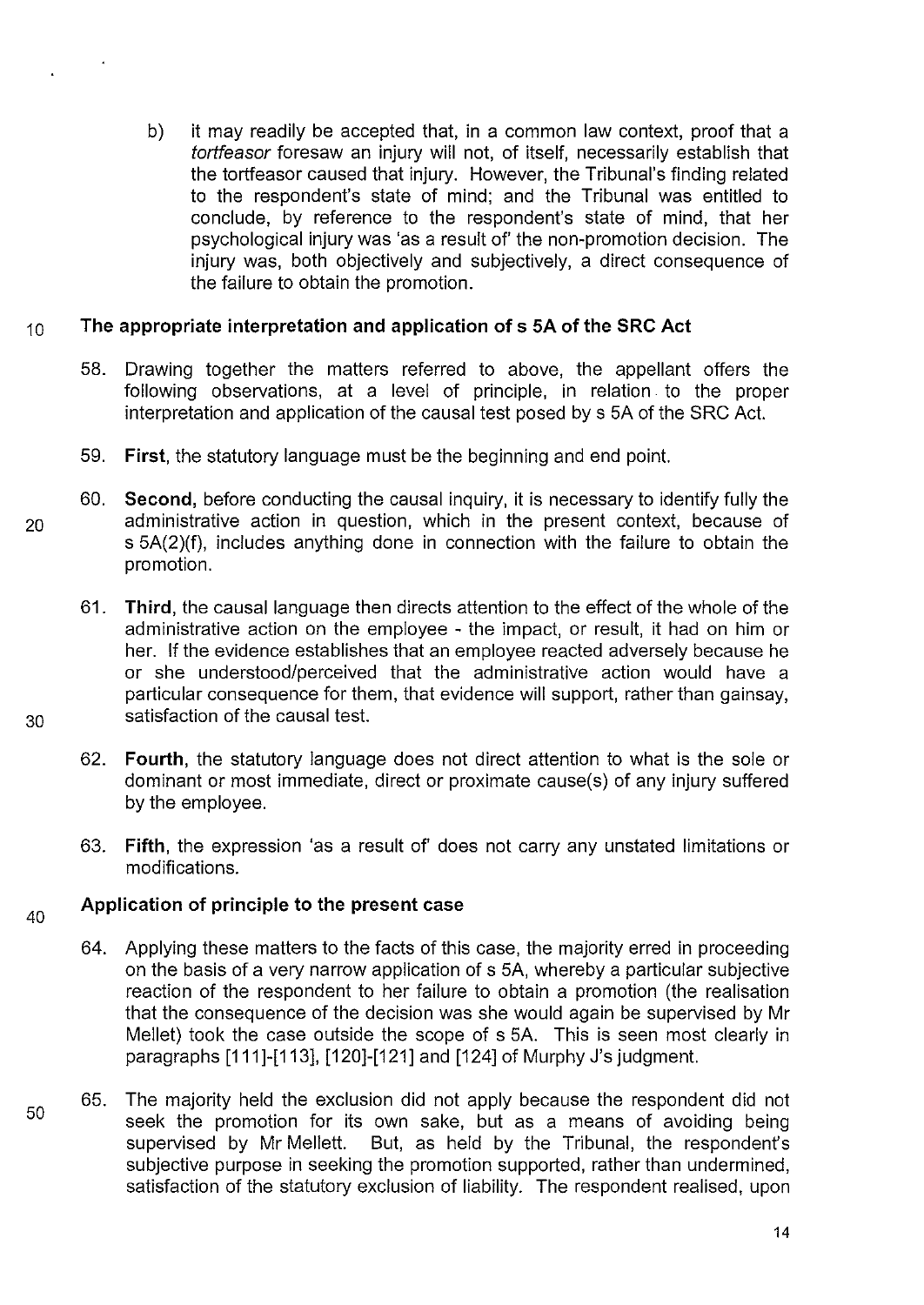b) it may readily be accepted that, in a common law context, proof that a *tortfeasor* foresaw an injury will not, of itself, necessarily establish that the tortfeasor caused that injury. However, the Tribunal's finding related to the respondent's state of mind; and the Tribunal was entitled to conclude, by reference to the respondent's state of mind, that her psychological injury was 'as a result of' the non-promotion decision. The injury was, both objectively and subjectively, a direct consequence of the failure to obtain the promotion.

## The appropriate interpretation and application of s 5A of the SRC Act

58. Drawing together the matters referred to above, the appellant offers the following observations, at a level of principle, in relation to the proper interpretation and application of the causal test posed by s 5A of the SRC Act.

59. **First**, the statutory language must be the beginning and end point.

60. **Second**, before conducting the causal inquiry, it is necessary to identify fully the administrative action in question, which in the present context, because of s 5A(2)(f), includes anything done in connection with the failure to obtain the promotion.

61. **Third**, the causal language then directs attention to the effect of the whole of the administrative action on the employee - the impact, or result, it had on him or her. If the evidence establishes that an employee reacted adversely because he or she understood/perceived that the administrative action would have a particular consequence for them, that evidence will support, rather than gainsay, satisfaction of the causal test.

62. **Fourth**, the statutory language does not direct attention to what is the sole or dominant or most immediate, direct or proximate cause(s) of any injury suffered by the employee.

63. **Fifth**, the expression 'as a result of' does not carry any unstated limitations or modifications.

## Application of principle to the present case

64. Applying these matters to the facts of this case, the majority erred in proceeding on the basis of a very narrow application of s 5A, whereby a particular subjective reaction of the respondent to her failure to obtain a promotion (the realisation that the consequence of the decision was she would again be supervised by Mr Mellet) took the case outside the scope of s 5A. This is seen most clearly in paragraphs [111]-[113], [120]-[121] and [124] of Murphy J's judgment.

65. The majority held the exclusion did not apply because the respondent did not seek the promotion for its own sake, but as a means of avoiding being supervised by Mr Mellett. But, as held by the Tribunal, the respondent's subjective purpose in seeking the promotion supported, rather than undermined, satisfaction of the statutory exclusion of liability. The respondent realised, upon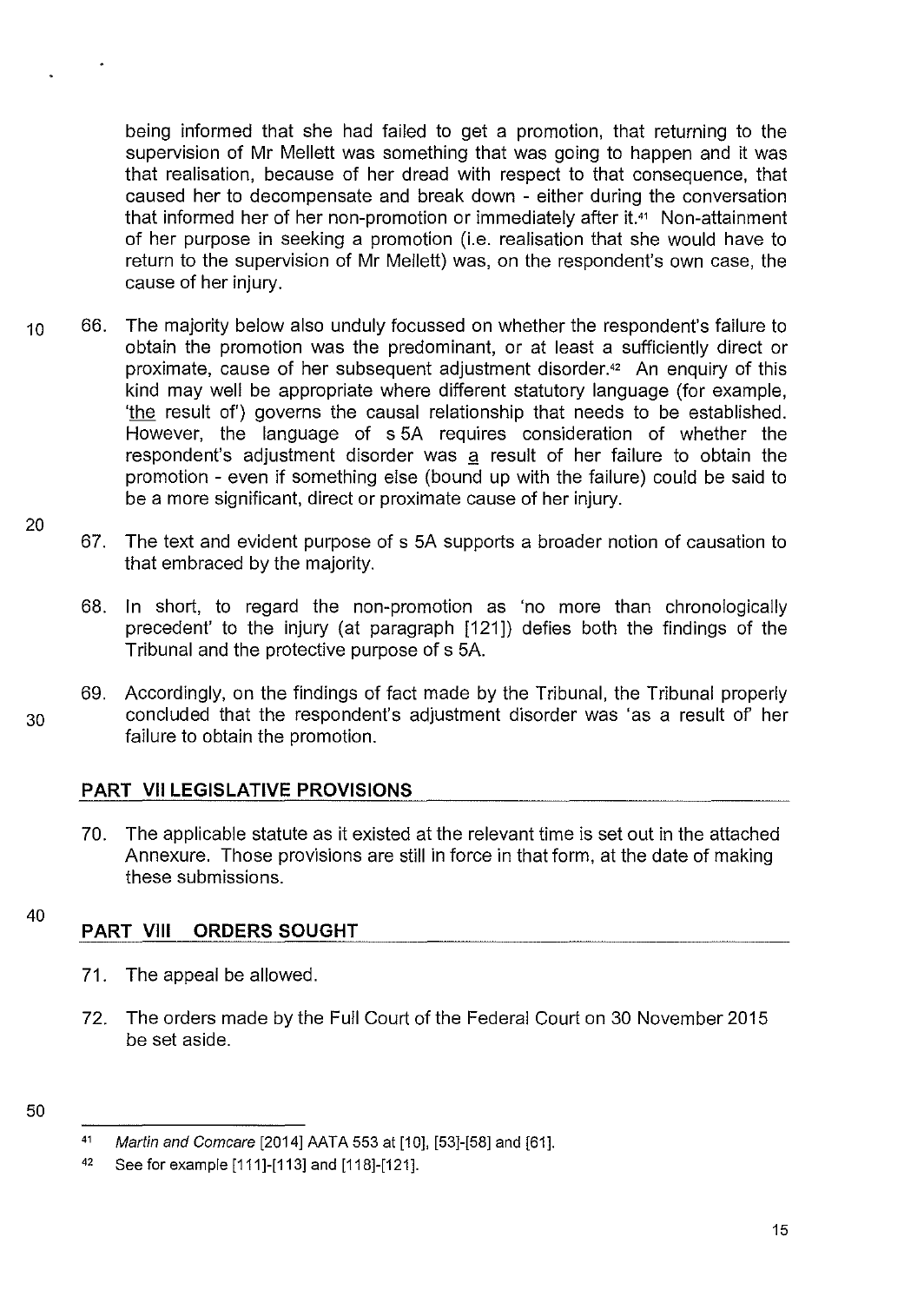being informed that she had failed to get a promotion, that returning to the supervision of Mr Mellett was something that was going to happen and it was that realisation, because of her dread with respect to that consequence, that caused her to decompensate and break down - either during the conversation that informed her of her non-promotion or immediately after it.[41] Non-attainment of her purpose in seeking a promotion (i.e. realisation that she would have to return to the supervision of Mr Mellett) was, on the respondent's own case, the cause of her injury.

66. The majority below also unduly focussed on whether the respondent's failure to obtain the promotion was the predominant, or at least a sufficiently direct or proximate, cause of her subsequent adjustment disorder.[42] An enquiry of this kind may well be appropriate where different statutory language (for example, '<u>the</u> result of') governs the causal relationship that needs to be established. However, the language of s 5A requires consideration of whether the respondent's adjustment disorder was <u>a</u> result of her failure to obtain the promotion - even if something else (bound up with the failure) could be said to be a more significant, direct or proximate cause of her injury.

67. The text and evident purpose of s 5A supports a broader notion of causation to that embraced by the majority.

68. In short, to regard the non-promotion as 'no more than chronologically precedent' to the injury (at paragraph [121]) defies both the findings of the Tribunal and the protective purpose of s 5A.

69. Accordingly, on the findings of fact made by the Tribunal, the Tribunal properly concluded that the respondent's adjustment disorder was 'as a result of' her failure to obtain the promotion.

## PART VII LEGISLATIVE PROVISIONS

70. The applicable statute as it existed at the relevant time is set out in the attached Annexure. Those provisions are still in force in that form, at the date of making these submissions.

## PART VIII ORDERS SOUGHT

71. The appeal be allowed.

72. The orders made by the Full Court of the Federal Court on 30 November 2015 be set aside.

---

[41] *Martin and Comcare* [2014] AATA 553 at [10], [53]-[58] and [61].

[42] See for example [111]-[113] and [118]-[121].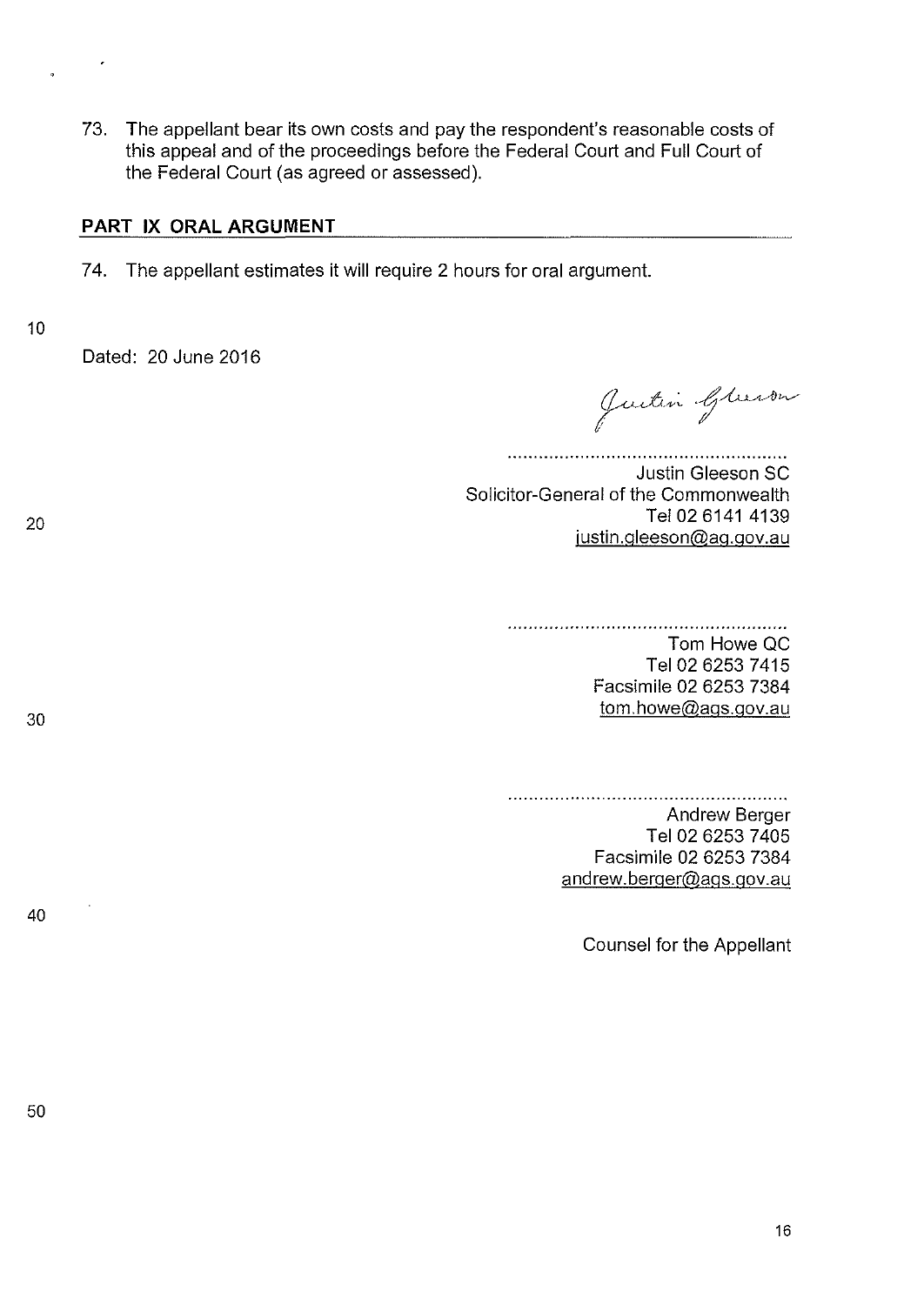73. The appellant bear its own costs and pay the respondent's reasonable costs of this appeal and of the proceedings before the Federal Court and Full Court of the Federal Court (as agreed or assessed).

## PART IX ORAL ARGUMENT

74. The appellant estimates it will require 2 hours for oral argument.

Dated: 20 June 2016

.....................................................
Justin Gleeson SC
Solicitor-General of the Commonwealth
Tel 02 6141 4139
justin.gleeson@ag.gov.au

.....................................................
Tom Howe QC
Tel 02 6253 7415
Facsimile 02 6253 7384
tom.howe@ags.gov.au

.....................................................
Andrew Berger
Tel 02 6253 7405
Facsimile 02 6253 7384
andrew.berger@ags.gov.au

Counsel for the Appellant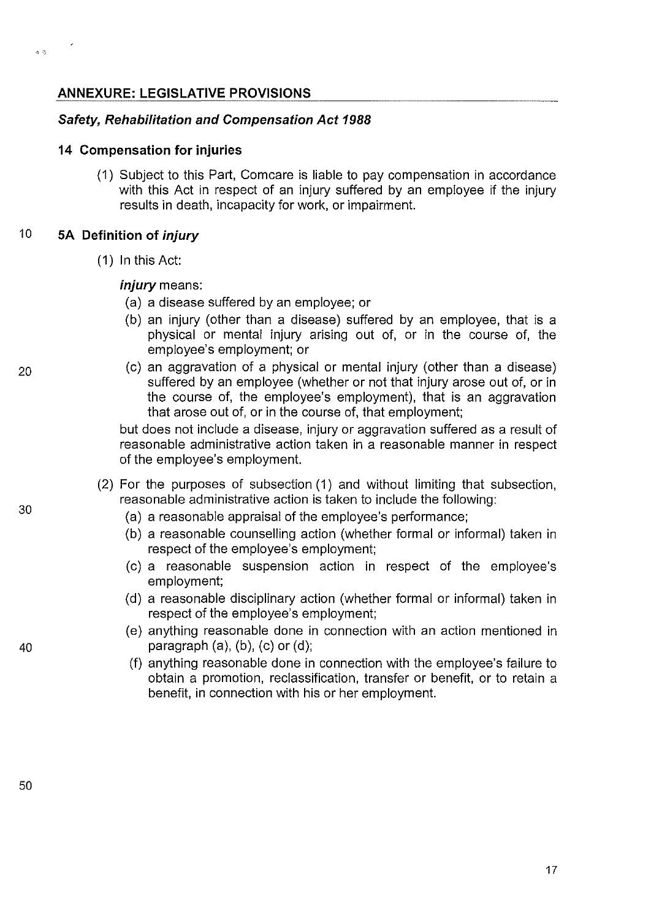## ANNEXURE: LEGISLATIVE PROVISIONS

### *Safety, Rehabilitation and Compensation Act 1988*

#### 14 Compensation for injuries

(1) Subject to this Part, Comcare is liable to pay compensation in accordance with this Act in respect of an injury suffered by an employee if the injury results in death, incapacity for work, or impairment.

#### 5A Definition of *injury*

(1) In this Act:

***injury*** means:

(a) a disease suffered by an employee; or

(b) an injury (other than a disease) suffered by an employee, that is a physical or mental injury arising out of, or in the course of, the employee's employment; or

(c) an aggravation of a physical or mental injury (other than a disease) suffered by an employee (whether or not that injury arose out of, or in the course of, the employee's employment), that is an aggravation that arose out of, or in the course of, that employment;

but does not include a disease, injury or aggravation suffered as a result of reasonable administrative action taken in a reasonable manner in respect of the employee's employment.

(2) For the purposes of subsection (1) and without limiting that subsection, reasonable administrative action is taken to include the following:

(a) a reasonable appraisal of the employee's performance;

(b) a reasonable counselling action (whether formal or informal) taken in respect of the employee's employment;

(c) a reasonable suspension action in respect of the employee's employment;

(d) a reasonable disciplinary action (whether formal or informal) taken in respect of the employee's employment;

(e) anything reasonable done in connection with an action mentioned in paragraph (a), (b), (c) or (d);

(f) anything reasonable done in connection with the employee's failure to obtain a promotion, reclassification, transfer or benefit, or to retain a benefit, in connection with his or her employment.